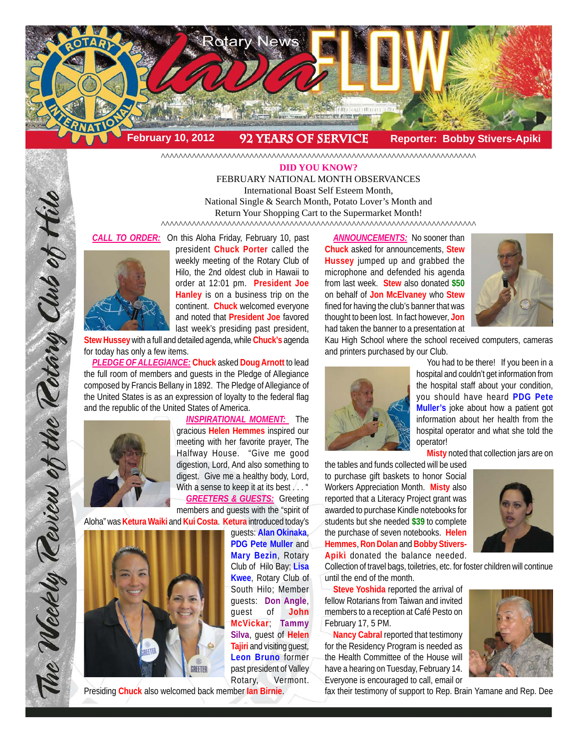# Rotary News lavaFLOW

**February 10, 2012** | **92 YEARS OF SERVICE** | **Reporter: Bobby Stivers-Apiki**

*The Weekly Review of the Rotary Club of Hilo*

^^^^^^^^^^^^^^^^^^^^^^^^^^^^^^^^^^^^^^^^^^^^^^^^^^^^^^^^^^^^^^^^^^^^^^^^

**DID YOU KNOW?**

FEBRUARY NATIONAL MONTH OBSERVANCES
International Boast Self Esteem Month,
National Single & Search Month, Potato Lover's Month and
Return Your Shopping Cart to the Supermarket Month!

^^^^^^^^^^^^^^^^^^^^^^^^^^^^^^^^^^^^^^^^^^^^^^^^^^^^^^^^^^^^^^^^^^^^^^^^

***CALL TO ORDER:*** On this Aloha Friday, February 10, past president **Chuck Porter** called the weekly meeting of the Rotary Club of Hilo, the 2nd oldest club in Hawaii to order at 12:01 pm. **President Joe Hanley** is on a business trip on the continent. **Chuck** welcomed everyone and noted that **President Joe** favored last week's presiding past president, **Stew Hussey** with a full and detailed agenda, while **Chuck's** agenda for today has only a few items.

***PLEDGE OF ALLEGIANCE:*** **Chuck** asked **Doug Arnott** to lead the full room of members and guests in the Pledge of Allegiance composed by Francis Bellany in 1892. The Pledge of Allegiance of the United States is as an expression of loyalty to the federal flag and the republic of the United States of America.

***INSPIRATIONAL MOMENT:*** The gracious **Helen Hemmes** inspired our meeting with her favorite prayer, The Halfway House. "Give me good digestion, Lord, And also something to digest. Give me a healthy body, Lord, With a sense to keep it at its best . . . "

***GREETERS & GUESTS:*** Greeting members and guests with the "spirit of Aloha" was **Ketura Waiki** and **Kui Costa**. **Ketura** introduced today's guests: **Alan Okinaka**, **PDG Pete Muller** and **Mary Bezin**, Rotary Club of Hilo Bay; **Lisa Kwee**, Rotary Club of South Hilo; Member guests: **Don Angle**, guest of **John McVickar**; **Tammy Silva**, guest of **Helen Tajiri** and visiting guest, **Leon Bruno** former past president of Valley Rotary, Vermont. Presiding **Chuck** also welcomed back member **Ian Birnie**.

***ANNOUNCEMENTS:*** No sooner than **Chuck** asked for announcements, **Stew Hussey** jumped up and grabbed the microphone and defended his agenda from last week. **Stew** also donated **$50** on behalf of **Jon McElvaney** who **Stew** fined for having the club's banner that was thought to been lost. In fact however, **Jon** had taken the banner to a presentation at Kau High School where the school received computers, cameras and printers purchased by our Club.

You had to be there! If you been in a hospital and couldn't get information from the hospital staff about your condition, you should have heard **PDG Pete Muller's** joke about how a patient got information about her health from the hospital operator and what she told the operator!

**Misty** noted that collection jars are on the tables and funds collected will be used to purchase gift baskets to honor Social Workers Appreciation Month. **Misty** also reported that a Literacy Project grant was awarded to purchase Kindle notebooks for students but she needed **$39** to complete the purchase of seven notebooks. **Helen Hemmes**, **Ron Dolan** and **Bobby Stivers-Apiki** donated the balance needed. Collection of travel bags, toiletries, etc. for foster children will continue until the end of the month.

**Steve Yoshida** reported the arrival of fellow Rotarians from Taiwan and invited members to a reception at Café Pesto on February 17, 5 PM.

**Nancy Cabral** reported that testimony for the Residency Program is needed as the Health Committee of the House will have a hearing on Tuesday, February 14. Everyone is encouraged to call, email or fax their testimony of support to Rep. Brain Yamane and Rep. Dee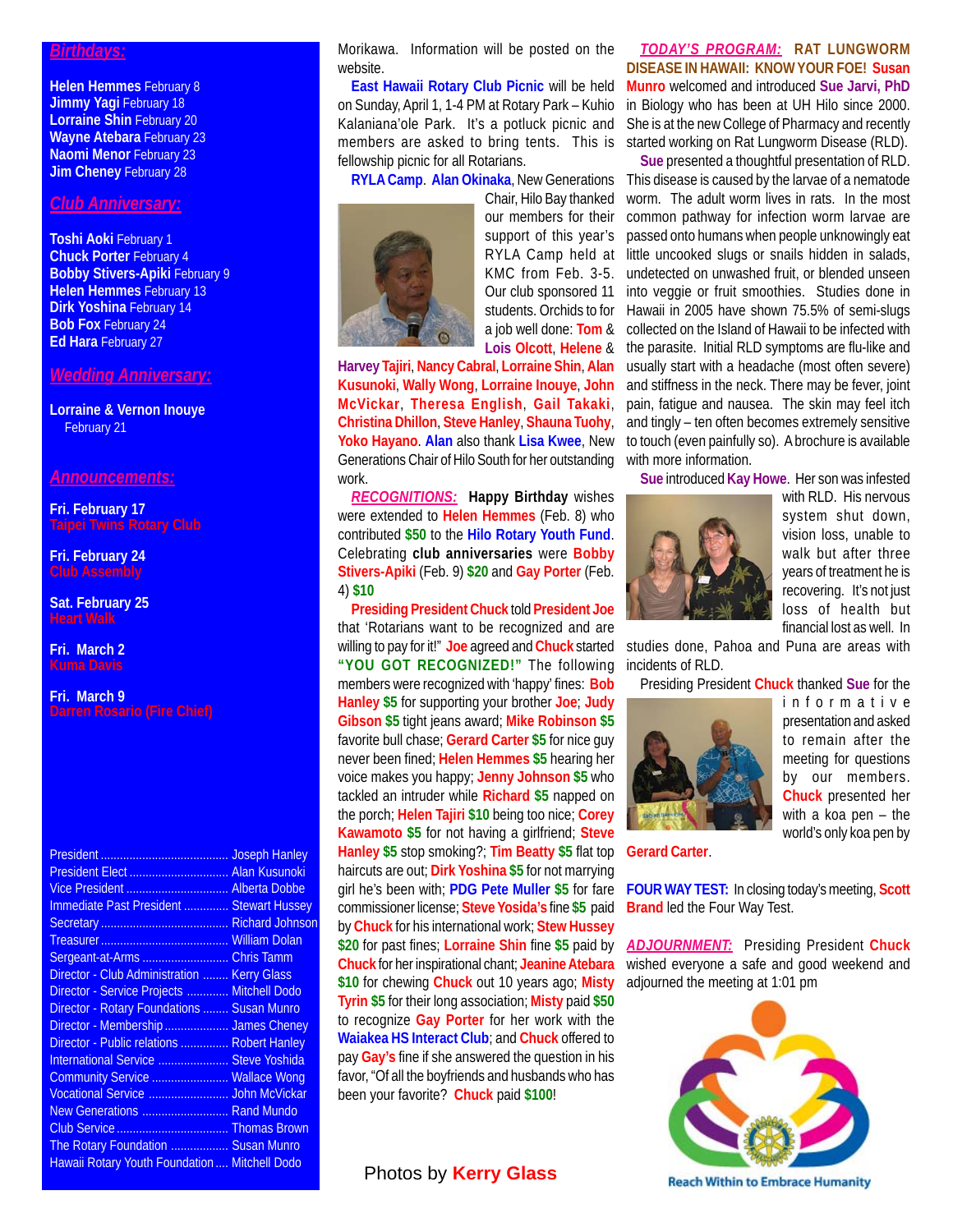## *Birthdays:*

**Helen Hemmes** February 8
**Jimmy Yagi** February 18
**Lorraine Shin** February 20
**Wayne Atebara** February 23
**Naomi Menor** February 23
**Jim Cheney** February 28

## *Club Anniversary:*

**Toshi Aoki** February 1
**Chuck Porter** February 4
**Bobby Stivers-Apiki** February 9
**Helen Hemmes** February 13
**Dirk Yoshina** February 14
**Bob Fox** February 24
**Ed Hara** February 27

## *Wedding Anniversary:*

**Lorraine & Vernon Inouye**
February 21

## *Announcements:*

**Fri. February 17**
Taipei Twins Rotary Club

**Fri. February 24**
Club Assembly

**Sat. February 25**
Heart Walk

**Fri. March 2**
Kuma Davis

**Fri. March 9**
Darren Rosario (Fire Chief)

| | |
|---|---|
| President | Joseph Hanley |
| President Elect | Alan Kusunoki |
| Vice President | Alberta Dobbe |
| Immediate Past President | Stewart Hussey |
| Secretary | Richard Johnson |
| Treasurer | William Dolan |
| Sergeant-at-Arms | Chris Tamm |
| Director - Club Administration | Kerry Glass |
| Director - Service Projects | Mitchell Dodo |
| Director - Rotary Foundations | Susan Munro |
| Director - Membership | James Cheney |
| Director - Public relations | Robert Hanley |
| International Service | Steve Yoshida |
| Community Service | Wallace Wong |
| Vocational Service | John McVickar |
| New Generations | Rand Mundo |
| Club Service | Thomas Brown |
| The Rotary Foundation | Susan Munro |
| Hawaii Rotary Youth Foundation | Mitchell Dodo |

Morikawa. Information will be posted on the website.

**East Hawaii Rotary Club Picnic** will be held on Sunday, April 1, 1-4 PM at Rotary Park – Kuhio Kalaniana'ole Park. It's a potluck picnic and members are asked to bring tents. This is fellowship picnic for all Rotarians.

**RYLA Camp**. **Alan Okinaka**, New Generations Chair, Hilo Bay thanked our members for their support of this year's RYLA Camp held at KMC from Feb. 3-5. Our club sponsored 11 students. Orchids to for a job well done: **Tom** & **Lois Olcott**, **Helene** & **Harvey Tajiri**, **Nancy Cabral**, **Lorraine Shin**, **Alan Kusunoki**, **Wally Wong**, **Lorraine Inouye**, **John McVickar**, **Theresa English**, **Gail Takaki**, **Christina Dhillon**, **Steve Hanley**, **Shauna Tuohy**, **Yoko Hayano**. **Alan** also thank **Lisa Kwee**, New Generations Chair of Hilo South for her outstanding work.

*RECOGNITIONS:* **Happy Birthday** wishes were extended to **Helen Hemmes** (Feb. 8) who contributed **$50** to the **Hilo Rotary Youth Fund**. Celebrating **club anniversaries** were **Bobby Stivers-Apiki** (Feb. 9) **$20** and **Gay Porter** (Feb. 4) **$10**

**Presiding President Chuck** told **President Joe** that 'Rotarians want to be recognized and are willing to pay for it!" **Joe** agreed and **Chuck** started **"YOU GOT RECOGNIZED!"** The following members were recognized with 'happy' fines: **Bob Hanley $5** for supporting your brother **Joe**; **Judy Gibson $5** tight jeans award; **Mike Robinson $5** favorite bull chase; **Gerard Carter $5** for nice guy never been fined; **Helen Hemmes $5** hearing her voice makes you happy; **Jenny Johnson $5** who tackled an intruder while **Richard $5** napped on the porch; **Helen Tajiri $10** being too nice; **Corey Kawamoto $5** for not having a girlfriend; **Steve Hanley $5** stop smoking?; **Tim Beatty $5** flat top haircuts are out; **Dirk Yoshina $5** for not marrying girl he's been with; **PDG Pete Muller $5** for fare commissioner license; **Steve Yosida's** fine **$5** paid by **Chuck** for his international work; **Stew Hussey $20** for past fines; **Lorraine Shin** fine **$5** paid by **Chuck** for her inspirational chant; **Jeanine Atebara $10** for chewing **Chuck** out 10 years ago; **Misty Tyrin $5** for their long association; **Misty** paid **$50** to recognize **Gay Porter** for her work with the **Waiakea HS Interact Club**; and **Chuck** offered to pay **Gay's** fine if she answered the question in his favor, "Of all the boyfriends and husbands who has been your favorite? **Chuck** paid **$100**!

Photos by **Kerry Glass**

*TODAY'S PROGRAM:* **RAT LUNGWORM DISEASE IN HAWAII: KNOW YOUR FOE!** **Susan Munro** welcomed and introduced **Sue Jarvi, PhD** in Biology who has been at UH Hilo since 2000. She is at the new College of Pharmacy and recently started working on Rat Lungworm Disease (RLD).

**Sue** presented a thoughtful presentation of RLD. This disease is caused by the larvae of a nematode worm. The adult worm lives in rats. In the most common pathway for infection worm larvae are passed onto humans when people unknowingly eat little uncooked slugs or snails hidden in salads, undetected on unwashed fruit, or blended unseen into veggie or fruit smoothies. Studies done in Hawaii in 2005 have shown 75.5% of semi-slugs collected on the Island of Hawaii to be infected with the parasite. Initial RLD symptoms are flu-like and usually start with a headache (most often severe) and stiffness in the neck. There may be fever, joint pain, fatigue and nausea. The skin may feel itch and tingly – ten often becomes extremely sensitive to touch (even painfully so). A brochure is available with more information.

**Sue** introduced **Kay Howe**. Her son was infested with RLD. His nervous system shut down, vision loss, unable to walk but after three years of treatment he is recovering. It's not just loss of health but financial lost as well. In studies done, Pahoa and Puna are areas with incidents of RLD.

Presiding President **Chuck** thanked **Sue** for the informative presentation and asked to remain after the meeting for questions by our members. **Chuck** presented her with a koa pen – the world's only koa pen by **Gerard Carter**.

**FOUR WAY TEST:** In closing today's meeting, **Scott Brand** led the Four Way Test.

*ADJOURNMENT:* Presiding President **Chuck** wished everyone a safe and good weekend and adjourned the meeting at 1:01 pm

Reach Within to Embrace Humanity